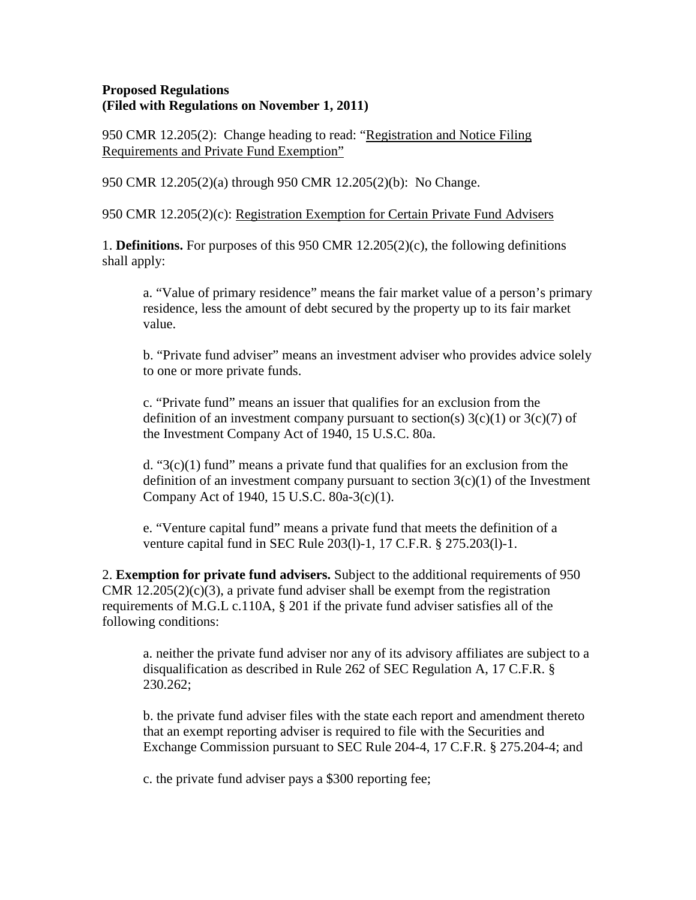**Proposed Regulations**
**(Filed with Regulations on November 1, 2011)**

950 CMR 12.205(2): Change heading to read: "<u>Registration and Notice Filing Requirements and Private Fund Exemption</u>"

950 CMR 12.205(2)(a) through 950 CMR 12.205(2)(b): No Change.

950 CMR 12.205(2)(c): <u>Registration Exemption for Certain Private Fund Advisers</u>

1. **Definitions.** For purposes of this 950 CMR 12.205(2)(c), the following definitions shall apply:

   a. "Value of primary residence" means the fair market value of a person's primary residence, less the amount of debt secured by the property up to its fair market value.

   b. "Private fund adviser" means an investment adviser who provides advice solely to one or more private funds.

   c. "Private fund" means an issuer that qualifies for an exclusion from the definition of an investment company pursuant to section(s) 3(c)(1) or 3(c)(7) of the Investment Company Act of 1940, 15 U.S.C. 80a.

   d. "3(c)(1) fund" means a private fund that qualifies for an exclusion from the definition of an investment company pursuant to section 3(c)(1) of the Investment Company Act of 1940, 15 U.S.C. 80a-3(c)(1).

   e. "Venture capital fund" means a private fund that meets the definition of a venture capital fund in SEC Rule 203(l)-1, 17 C.F.R. § 275.203(l)-1.

2. **Exemption for private fund advisers.** Subject to the additional requirements of 950 CMR 12.205(2)(c)(3), a private fund adviser shall be exempt from the registration requirements of M.G.L c.110A, § 201 if the private fund adviser satisfies all of the following conditions:

   a. neither the private fund adviser nor any of its advisory affiliates are subject to a disqualification as described in Rule 262 of SEC Regulation A, 17 C.F.R. § 230.262;

   b. the private fund adviser files with the state each report and amendment thereto that an exempt reporting adviser is required to file with the Securities and Exchange Commission pursuant to SEC Rule 204-4, 17 C.F.R. § 275.204-4; and

   c. the private fund adviser pays a $300 reporting fee;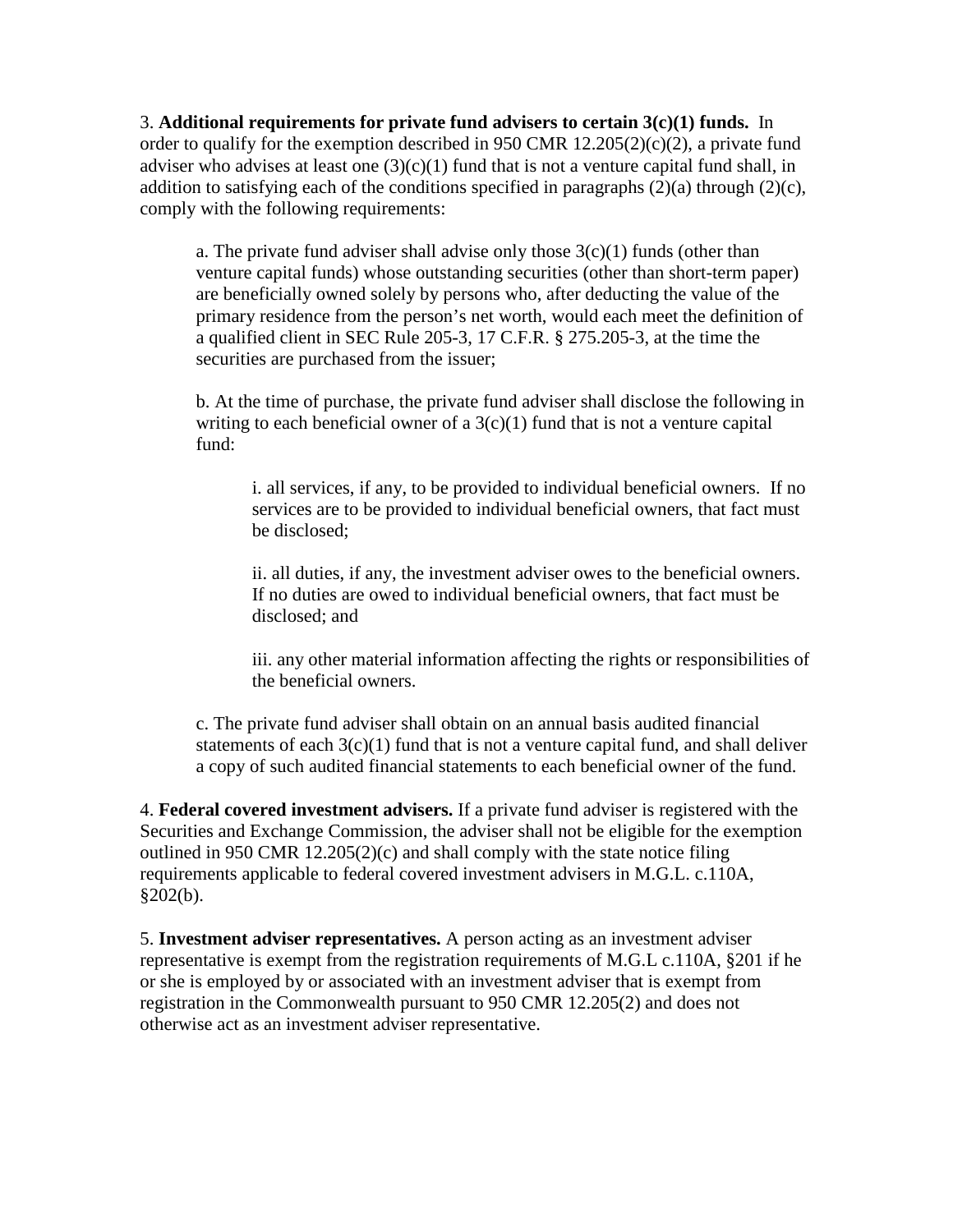3. **Additional requirements for private fund advisers to certain 3(c)(1) funds.** In order to qualify for the exemption described in 950 CMR 12.205(2)(c)(2), a private fund adviser who advises at least one (3)(c)(1) fund that is not a venture capital fund shall, in addition to satisfying each of the conditions specified in paragraphs (2)(a) through (2)(c), comply with the following requirements:

> a. The private fund adviser shall advise only those 3(c)(1) funds (other than venture capital funds) whose outstanding securities (other than short-term paper) are beneficially owned solely by persons who, after deducting the value of the primary residence from the person's net worth, would each meet the definition of a qualified client in SEC Rule 205-3, 17 C.F.R. § 275.205-3, at the time the securities are purchased from the issuer;
>
> b. At the time of purchase, the private fund adviser shall disclose the following in writing to each beneficial owner of a 3(c)(1) fund that is not a venture capital fund:
>
> > i. all services, if any, to be provided to individual beneficial owners. If no services are to be provided to individual beneficial owners, that fact must be disclosed;
> >
> > ii. all duties, if any, the investment adviser owes to the beneficial owners. If no duties are owed to individual beneficial owners, that fact must be disclosed; and
> >
> > iii. any other material information affecting the rights or responsibilities of the beneficial owners.
>
> c. The private fund adviser shall obtain on an annual basis audited financial statements of each 3(c)(1) fund that is not a venture capital fund, and shall deliver a copy of such audited financial statements to each beneficial owner of the fund.

4. **Federal covered investment advisers.** If a private fund adviser is registered with the Securities and Exchange Commission, the adviser shall not be eligible for the exemption outlined in 950 CMR 12.205(2)(c) and shall comply with the state notice filing requirements applicable to federal covered investment advisers in M.G.L. c.110A, §202(b).

5. **Investment adviser representatives.** A person acting as an investment adviser representative is exempt from the registration requirements of M.G.L c.110A, §201 if he or she is employed by or associated with an investment adviser that is exempt from registration in the Commonwealth pursuant to 950 CMR 12.205(2) and does not otherwise act as an investment adviser representative.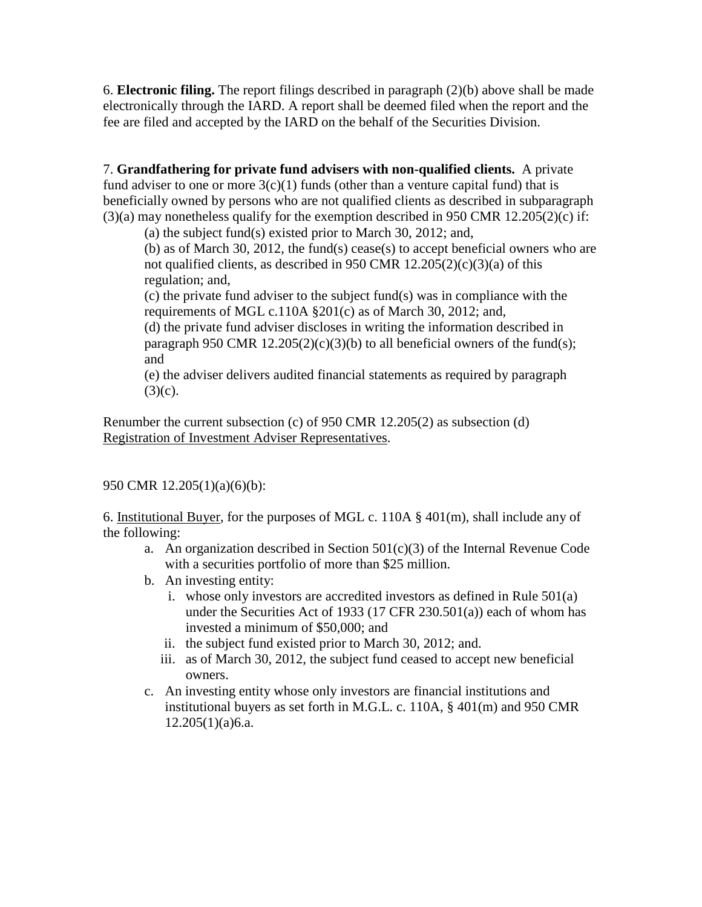6. **Electronic filing.** The report filings described in paragraph (2)(b) above shall be made electronically through the IARD. A report shall be deemed filed when the report and the fee are filed and accepted by the IARD on the behalf of the Securities Division.

7. **Grandfathering for private fund advisers with non-qualified clients.** A private fund adviser to one or more 3(c)(1) funds (other than a venture capital fund) that is beneficially owned by persons who are not qualified clients as described in subparagraph (3)(a) may nonetheless qualify for the exemption described in 950 CMR 12.205(2)(c) if:

(a) the subject fund(s) existed prior to March 30, 2012; and,

(b) as of March 30, 2012, the fund(s) cease(s) to accept beneficial owners who are not qualified clients, as described in 950 CMR 12.205(2)(c)(3)(a) of this regulation; and,

(c) the private fund adviser to the subject fund(s) was in compliance with the requirements of MGL c.110A §201(c) as of March 30, 2012; and,

(d) the private fund adviser discloses in writing the information described in paragraph 950 CMR 12.205(2)(c)(3)(b) to all beneficial owners of the fund(s); and

(e) the adviser delivers audited financial statements as required by paragraph (3)(c).

Renumber the current subsection (c) of 950 CMR 12.205(2) as subsection (d) <u>Registration of Investment Adviser Representatives</u>.

950 CMR 12.205(1)(a)(6)(b):

6. <u>Institutional Buyer</u>, for the purposes of MGL c. 110A § 401(m), shall include any of the following:

a. An organization described in Section 501(c)(3) of the Internal Revenue Code with a securities portfolio of more than $25 million.
b. An investing entity:
    i. whose only investors are accredited investors as defined in Rule 501(a) under the Securities Act of 1933 (17 CFR 230.501(a)) each of whom has invested a minimum of $50,000; and
    ii. the subject fund existed prior to March 30, 2012; and.
    iii. as of March 30, 2012, the subject fund ceased to accept new beneficial owners.
c. An investing entity whose only investors are financial institutions and institutional buyers as set forth in M.G.L. c. 110A, § 401(m) and 950 CMR 12.205(1)(a)6.a.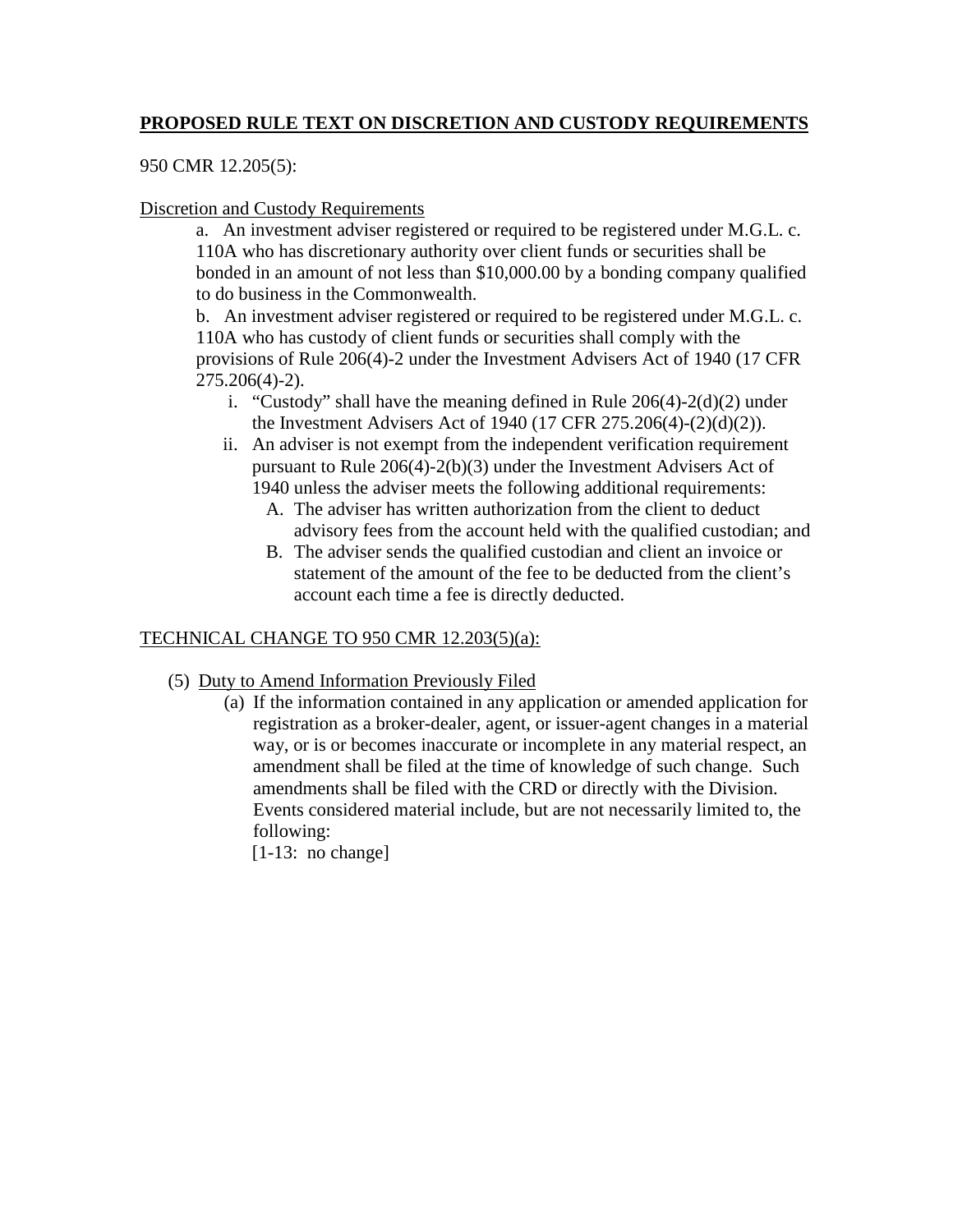**PROPOSED RULE TEXT ON DISCRETION AND CUSTODY REQUIREMENTS**

950 CMR 12.205(5):

Discretion and Custody Requirements

a. An investment adviser registered or required to be registered under M.G.L. c. 110A who has discretionary authority over client funds or securities shall be bonded in an amount of not less than $10,000.00 by a bonding company qualified to do business in the Commonwealth.

b. An investment adviser registered or required to be registered under M.G.L. c. 110A who has custody of client funds or securities shall comply with the provisions of Rule 206(4)-2 under the Investment Advisers Act of 1940 (17 CFR 275.206(4)-2).

i. "Custody" shall have the meaning defined in Rule 206(4)-2(d)(2) under the Investment Advisers Act of 1940 (17 CFR 275.206(4)-(2)(d)(2)).

ii. An adviser is not exempt from the independent verification requirement pursuant to Rule 206(4)-2(b)(3) under the Investment Advisers Act of 1940 unless the adviser meets the following additional requirements:

A. The adviser has written authorization from the client to deduct advisory fees from the account held with the qualified custodian; and

B. The adviser sends the qualified custodian and client an invoice or statement of the amount of the fee to be deducted from the client's account each time a fee is directly deducted.

TECHNICAL CHANGE TO 950 CMR 12.203(5)(a):

(5) Duty to Amend Information Previously Filed

(a) If the information contained in any application or amended application for registration as a broker-dealer, agent, or issuer-agent changes in a material way, or is or becomes inaccurate or incomplete in any material respect, an amendment shall be filed at the time of knowledge of such change. Such amendments shall be filed with the CRD or directly with the Division. Events considered material include, but are not necessarily limited to, the following:

[1-13: no change]